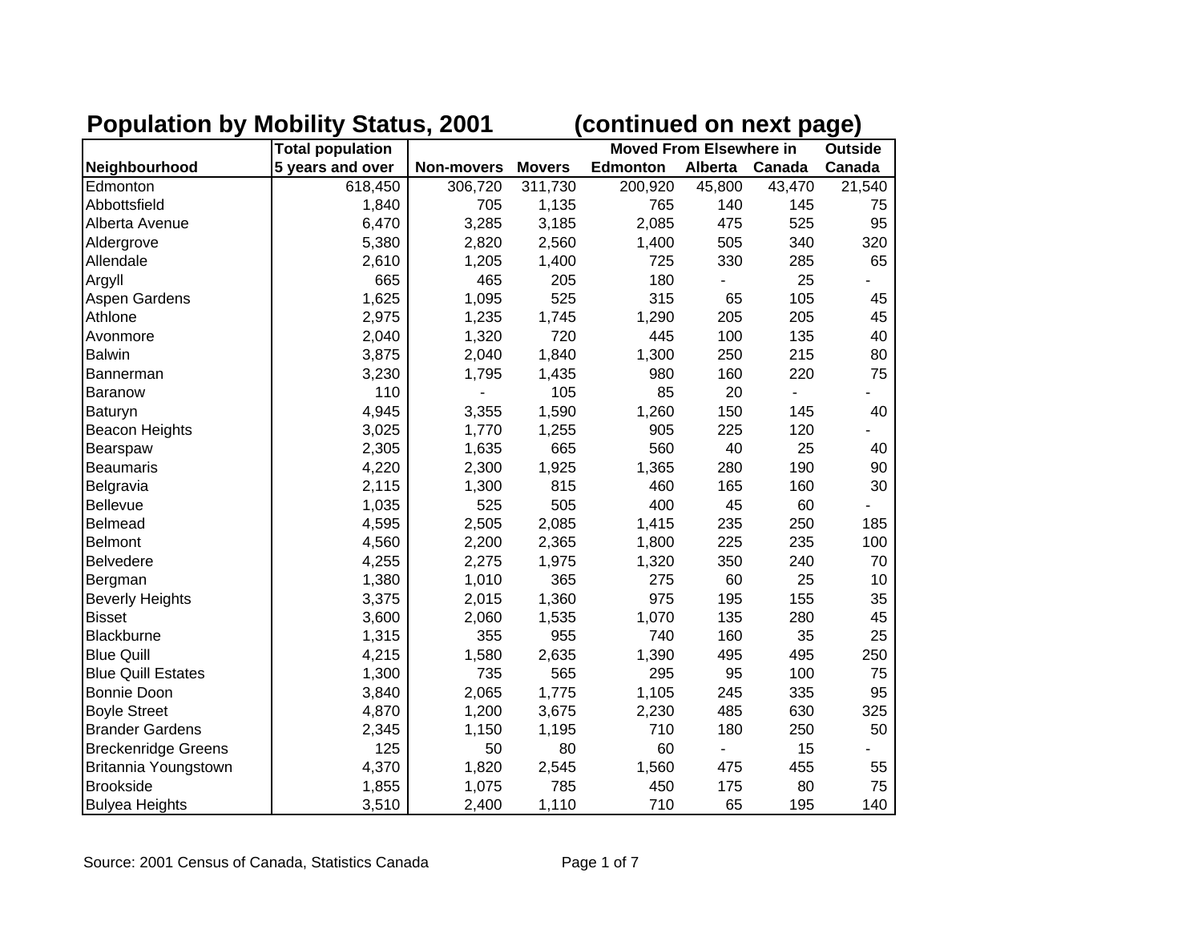# Population by Mobility Status, 2001 (continued on next page)

| Neighbourhood | Total population 5 years and over | Non-movers | Movers | Moved From Elsewhere in Edmonton | Moved From Elsewhere in Alberta | Moved From Elsewhere in Canada | Outside Canada |
|---|---|---|---|---|---|---|---|
| Edmonton | 618,450 | 306,720 | 311,730 | 200,920 | 45,800 | 43,470 | 21,540 |
| Abbottsfield | 1,840 | 705 | 1,135 | 765 | 140 | 145 | 75 |
| Alberta Avenue | 6,470 | 3,285 | 3,185 | 2,085 | 475 | 525 | 95 |
| Aldergrove | 5,380 | 2,820 | 2,560 | 1,400 | 505 | 340 | 320 |
| Allendale | 2,610 | 1,205 | 1,400 | 725 | 330 | 285 | 65 |
| Argyll | 665 | 465 | 205 | 180 | - | 25 | - |
| Aspen Gardens | 1,625 | 1,095 | 525 | 315 | 65 | 105 | 45 |
| Athlone | 2,975 | 1,235 | 1,745 | 1,290 | 205 | 205 | 45 |
| Avonmore | 2,040 | 1,320 | 720 | 445 | 100 | 135 | 40 |
| Balwin | 3,875 | 2,040 | 1,840 | 1,300 | 250 | 215 | 80 |
| Bannerman | 3,230 | 1,795 | 1,435 | 980 | 160 | 220 | 75 |
| Baranow | 110 | - | 105 | 85 | 20 | - | - |
| Baturyn | 4,945 | 3,355 | 1,590 | 1,260 | 150 | 145 | 40 |
| Beacon Heights | 3,025 | 1,770 | 1,255 | 905 | 225 | 120 | - |
| Bearspaw | 2,305 | 1,635 | 665 | 560 | 40 | 25 | 40 |
| Beaumaris | 4,220 | 2,300 | 1,925 | 1,365 | 280 | 190 | 90 |
| Belgravia | 2,115 | 1,300 | 815 | 460 | 165 | 160 | 30 |
| Bellevue | 1,035 | 525 | 505 | 400 | 45 | 60 | - |
| Belmead | 4,595 | 2,505 | 2,085 | 1,415 | 235 | 250 | 185 |
| Belmont | 4,560 | 2,200 | 2,365 | 1,800 | 225 | 235 | 100 |
| Belvedere | 4,255 | 2,275 | 1,975 | 1,320 | 350 | 240 | 70 |
| Bergman | 1,380 | 1,010 | 365 | 275 | 60 | 25 | 10 |
| Beverly Heights | 3,375 | 2,015 | 1,360 | 975 | 195 | 155 | 35 |
| Bisset | 3,600 | 2,060 | 1,535 | 1,070 | 135 | 280 | 45 |
| Blackburne | 1,315 | 355 | 955 | 740 | 160 | 35 | 25 |
| Blue Quill | 4,215 | 1,580 | 2,635 | 1,390 | 495 | 495 | 250 |
| Blue Quill Estates | 1,300 | 735 | 565 | 295 | 95 | 100 | 75 |
| Bonnie Doon | 3,840 | 2,065 | 1,775 | 1,105 | 245 | 335 | 95 |
| Boyle Street | 4,870 | 1,200 | 3,675 | 2,230 | 485 | 630 | 325 |
| Brander Gardens | 2,345 | 1,150 | 1,195 | 710 | 180 | 250 | 50 |
| Breckenridge Greens | 125 | 50 | 80 | 60 | - | 15 | - |
| Britannia Youngstown | 4,370 | 1,820 | 2,545 | 1,560 | 475 | 455 | 55 |
| Brookside | 1,855 | 1,075 | 785 | 450 | 175 | 80 | 75 |
| Bulyea Heights | 3,510 | 2,400 | 1,110 | 710 | 65 | 195 | 140 |

Source: 2001 Census of Canada, Statistics Canada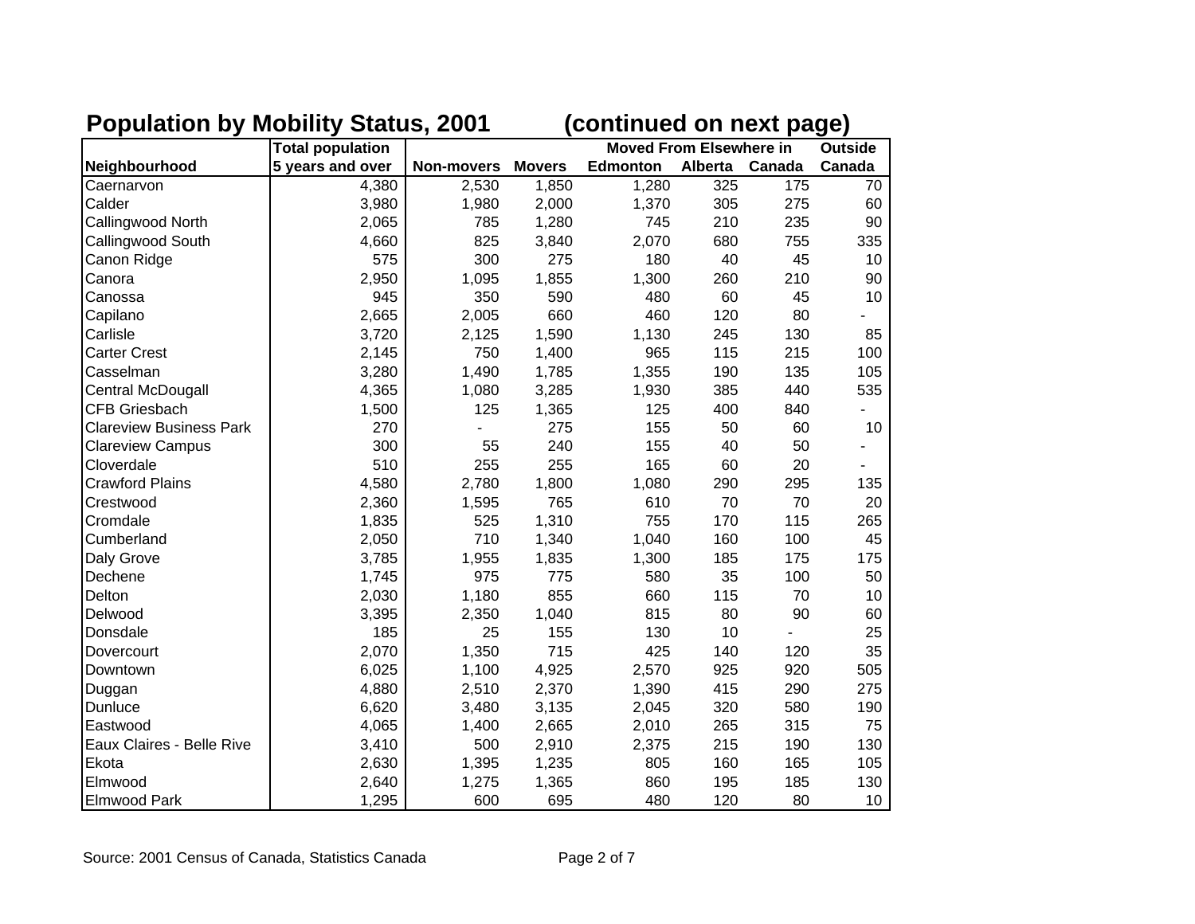## Population by Mobility Status, 2001 (continued on next page)

| Neighbourhood | Total population 5 years and over | Non-movers | Movers | Moved From Elsewhere in Edmonton | Alberta | Canada | Outside Canada |
|---|---|---|---|---|---|---|---|
| Caernarvon | 4,380 | 2,530 | 1,850 | 1,280 | 325 | 175 | 70 |
| Calder | 3,980 | 1,980 | 2,000 | 1,370 | 305 | 275 | 60 |
| Callingwood North | 2,065 | 785 | 1,280 | 745 | 210 | 235 | 90 |
| Callingwood South | 4,660 | 825 | 3,840 | 2,070 | 680 | 755 | 335 |
| Canon Ridge | 575 | 300 | 275 | 180 | 40 | 45 | 10 |
| Canora | 2,950 | 1,095 | 1,855 | 1,300 | 260 | 210 | 90 |
| Canossa | 945 | 350 | 590 | 480 | 60 | 45 | 10 |
| Capilano | 2,665 | 2,005 | 660 | 460 | 120 | 80 | - |
| Carlisle | 3,720 | 2,125 | 1,590 | 1,130 | 245 | 130 | 85 |
| Carter Crest | 2,145 | 750 | 1,400 | 965 | 115 | 215 | 100 |
| Casselman | 3,280 | 1,490 | 1,785 | 1,355 | 190 | 135 | 105 |
| Central McDougall | 4,365 | 1,080 | 3,285 | 1,930 | 385 | 440 | 535 |
| CFB Griesbach | 1,500 | 125 | 1,365 | 125 | 400 | 840 | - |
| Clareview Business Park | 270 | - | 275 | 155 | 50 | 60 | 10 |
| Clareview Campus | 300 | 55 | 240 | 155 | 40 | 50 | - |
| Cloverdale | 510 | 255 | 255 | 165 | 60 | 20 | - |
| Crawford Plains | 4,580 | 2,780 | 1,800 | 1,080 | 290 | 295 | 135 |
| Crestwood | 2,360 | 1,595 | 765 | 610 | 70 | 70 | 20 |
| Cromdale | 1,835 | 525 | 1,310 | 755 | 170 | 115 | 265 |
| Cumberland | 2,050 | 710 | 1,340 | 1,040 | 160 | 100 | 45 |
| Daly Grove | 3,785 | 1,955 | 1,835 | 1,300 | 185 | 175 | 175 |
| Dechene | 1,745 | 975 | 775 | 580 | 35 | 100 | 50 |
| Delton | 2,030 | 1,180 | 855 | 660 | 115 | 70 | 10 |
| Delwood | 3,395 | 2,350 | 1,040 | 815 | 80 | 90 | 60 |
| Donsdale | 185 | 25 | 155 | 130 | 10 | - | 25 |
| Dovercourt | 2,070 | 1,350 | 715 | 425 | 140 | 120 | 35 |
| Downtown | 6,025 | 1,100 | 4,925 | 2,570 | 925 | 920 | 505 |
| Duggan | 4,880 | 2,510 | 2,370 | 1,390 | 415 | 290 | 275 |
| Dunluce | 6,620 | 3,480 | 3,135 | 2,045 | 320 | 580 | 190 |
| Eastwood | 4,065 | 1,400 | 2,665 | 2,010 | 265 | 315 | 75 |
| Eaux Claires - Belle Rive | 3,410 | 500 | 2,910 | 2,375 | 215 | 190 | 130 |
| Ekota | 2,630 | 1,395 | 1,235 | 805 | 160 | 165 | 105 |
| Elmwood | 2,640 | 1,275 | 1,365 | 860 | 195 | 185 | 130 |
| Elmwood Park | 1,295 | 600 | 695 | 480 | 120 | 80 | 10 |

Source: 2001 Census of Canada, Statistics Canada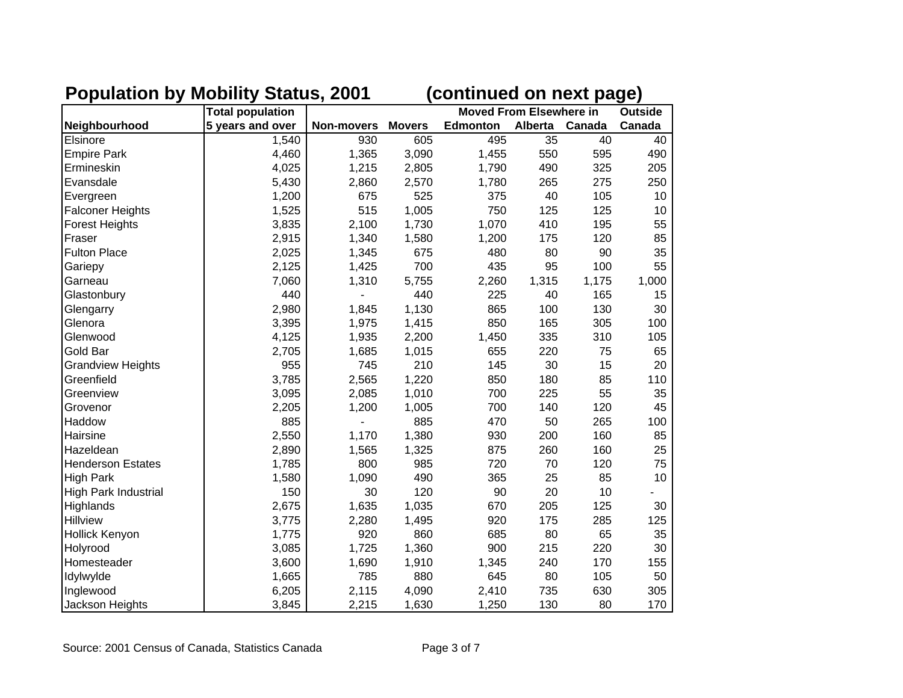## Population by Mobility Status, 2001 (continued on next page)

| Neighbourhood | Total population 5 years and over | Non-movers | Movers | Moved From Elsewhere in Edmonton | Alberta | Canada | Outside Canada |
|---|---|---|---|---|---|---|---|
| Elsinore | 1,540 | 930 | 605 | 495 | 35 | 40 | 40 |
| Empire Park | 4,460 | 1,365 | 3,090 | 1,455 | 550 | 595 | 490 |
| Ermineskin | 4,025 | 1,215 | 2,805 | 1,790 | 490 | 325 | 205 |
| Evansdale | 5,430 | 2,860 | 2,570 | 1,780 | 265 | 275 | 250 |
| Evergreen | 1,200 | 675 | 525 | 375 | 40 | 105 | 10 |
| Falconer Heights | 1,525 | 515 | 1,005 | 750 | 125 | 125 | 10 |
| Forest Heights | 3,835 | 2,100 | 1,730 | 1,070 | 410 | 195 | 55 |
| Fraser | 2,915 | 1,340 | 1,580 | 1,200 | 175 | 120 | 85 |
| Fulton Place | 2,025 | 1,345 | 675 | 480 | 80 | 90 | 35 |
| Gariepy | 2,125 | 1,425 | 700 | 435 | 95 | 100 | 55 |
| Garneau | 7,060 | 1,310 | 5,755 | 2,260 | 1,315 | 1,175 | 1,000 |
| Glastonbury | 440 | - | 440 | 225 | 40 | 165 | 15 |
| Glengarry | 2,980 | 1,845 | 1,130 | 865 | 100 | 130 | 30 |
| Glenora | 3,395 | 1,975 | 1,415 | 850 | 165 | 305 | 100 |
| Glenwood | 4,125 | 1,935 | 2,200 | 1,450 | 335 | 310 | 105 |
| Gold Bar | 2,705 | 1,685 | 1,015 | 655 | 220 | 75 | 65 |
| Grandview Heights | 955 | 745 | 210 | 145 | 30 | 15 | 20 |
| Greenfield | 3,785 | 2,565 | 1,220 | 850 | 180 | 85 | 110 |
| Greenview | 3,095 | 2,085 | 1,010 | 700 | 225 | 55 | 35 |
| Grovenor | 2,205 | 1,200 | 1,005 | 700 | 140 | 120 | 45 |
| Haddow | 885 | - | 885 | 470 | 50 | 265 | 100 |
| Hairsine | 2,550 | 1,170 | 1,380 | 930 | 200 | 160 | 85 |
| Hazeldean | 2,890 | 1,565 | 1,325 | 875 | 260 | 160 | 25 |
| Henderson Estates | 1,785 | 800 | 985 | 720 | 70 | 120 | 75 |
| High Park | 1,580 | 1,090 | 490 | 365 | 25 | 85 | 10 |
| High Park Industrial | 150 | 30 | 120 | 90 | 20 | 10 | - |
| Highlands | 2,675 | 1,635 | 1,035 | 670 | 205 | 125 | 30 |
| Hillview | 3,775 | 2,280 | 1,495 | 920 | 175 | 285 | 125 |
| Hollick Kenyon | 1,775 | 920 | 860 | 685 | 80 | 65 | 35 |
| Holyrood | 3,085 | 1,725 | 1,360 | 900 | 215 | 220 | 30 |
| Homesteader | 3,600 | 1,690 | 1,910 | 1,345 | 240 | 170 | 155 |
| Idylwylde | 1,665 | 785 | 880 | 645 | 80 | 105 | 50 |
| Inglewood | 6,205 | 2,115 | 4,090 | 2,410 | 735 | 630 | 305 |
| Jackson Heights | 3,845 | 2,215 | 1,630 | 1,250 | 130 | 80 | 170 |

Source: 2001 Census of Canada, Statistics Canada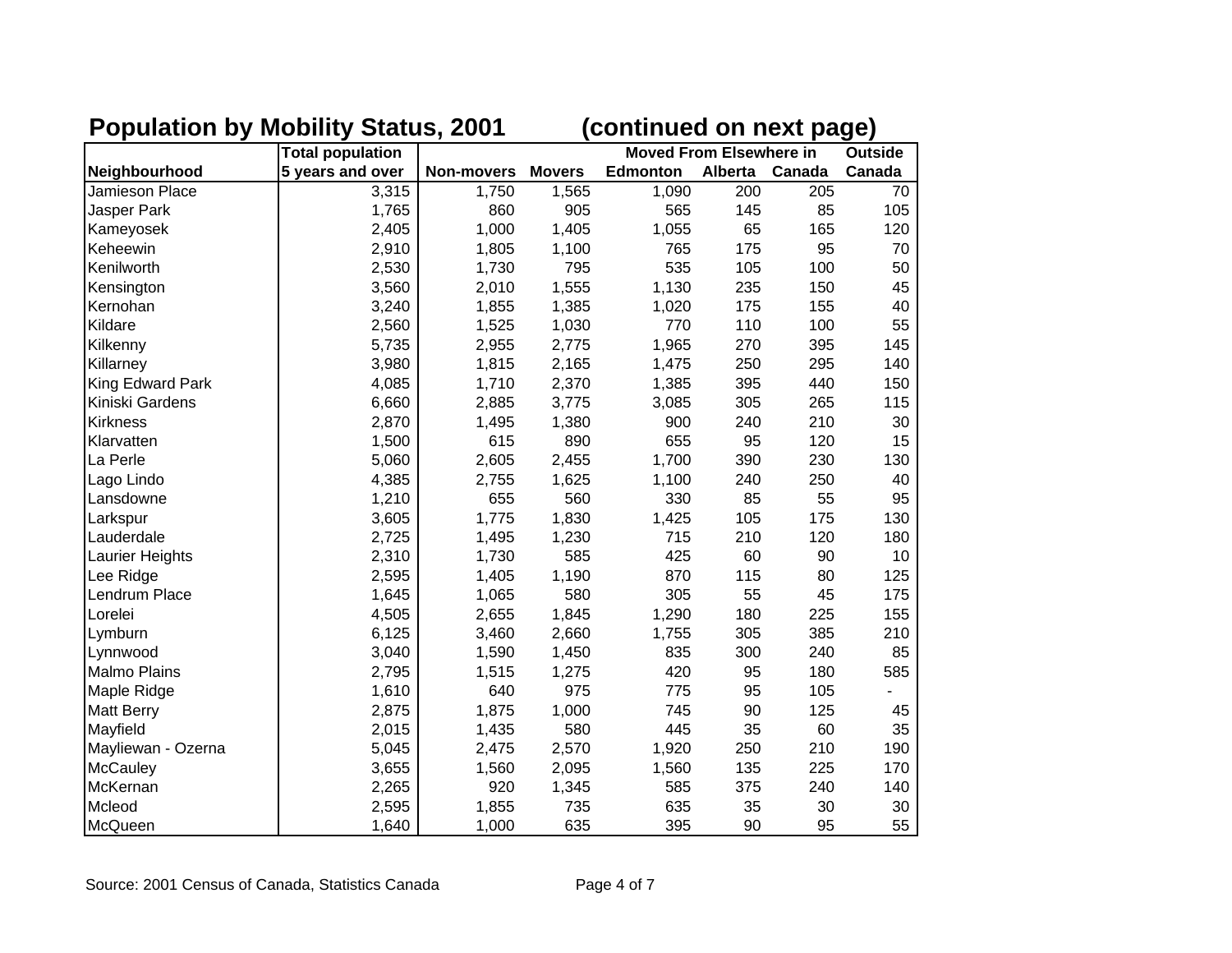## Population by Mobility Status, 2001 (continued on next page)

| Neighbourhood | Total population 5 years and over | Non-movers | Movers | Moved From Elsewhere in Edmonton | Alberta | Canada | Outside Canada |
|---|---|---|---|---|---|---|---|
| Jamieson Place | 3,315 | 1,750 | 1,565 | 1,090 | 200 | 205 | 70 |
| Jasper Park | 1,765 | 860 | 905 | 565 | 145 | 85 | 105 |
| Kameyosek | 2,405 | 1,000 | 1,405 | 1,055 | 65 | 165 | 120 |
| Keheewin | 2,910 | 1,805 | 1,100 | 765 | 175 | 95 | 70 |
| Kenilworth | 2,530 | 1,730 | 795 | 535 | 105 | 100 | 50 |
| Kensington | 3,560 | 2,010 | 1,555 | 1,130 | 235 | 150 | 45 |
| Kernohan | 3,240 | 1,855 | 1,385 | 1,020 | 175 | 155 | 40 |
| Kildare | 2,560 | 1,525 | 1,030 | 770 | 110 | 100 | 55 |
| Kilkenny | 5,735 | 2,955 | 2,775 | 1,965 | 270 | 395 | 145 |
| Killarney | 3,980 | 1,815 | 2,165 | 1,475 | 250 | 295 | 140 |
| King Edward Park | 4,085 | 1,710 | 2,370 | 1,385 | 395 | 440 | 150 |
| Kiniski Gardens | 6,660 | 2,885 | 3,775 | 3,085 | 305 | 265 | 115 |
| Kirkness | 2,870 | 1,495 | 1,380 | 900 | 240 | 210 | 30 |
| Klarvatten | 1,500 | 615 | 890 | 655 | 95 | 120 | 15 |
| La Perle | 5,060 | 2,605 | 2,455 | 1,700 | 390 | 230 | 130 |
| Lago Lindo | 4,385 | 2,755 | 1,625 | 1,100 | 240 | 250 | 40 |
| Lansdowne | 1,210 | 655 | 560 | 330 | 85 | 55 | 95 |
| Larkspur | 3,605 | 1,775 | 1,830 | 1,425 | 105 | 175 | 130 |
| Lauderdale | 2,725 | 1,495 | 1,230 | 715 | 210 | 120 | 180 |
| Laurier Heights | 2,310 | 1,730 | 585 | 425 | 60 | 90 | 10 |
| Lee Ridge | 2,595 | 1,405 | 1,190 | 870 | 115 | 80 | 125 |
| Lendrum Place | 1,645 | 1,065 | 580 | 305 | 55 | 45 | 175 |
| Lorelei | 4,505 | 2,655 | 1,845 | 1,290 | 180 | 225 | 155 |
| Lymburn | 6,125 | 3,460 | 2,660 | 1,755 | 305 | 385 | 210 |
| Lynnwood | 3,040 | 1,590 | 1,450 | 835 | 300 | 240 | 85 |
| Malmo Plains | 2,795 | 1,515 | 1,275 | 420 | 95 | 180 | 585 |
| Maple Ridge | 1,610 | 640 | 975 | 775 | 95 | 105 | - |
| Matt Berry | 2,875 | 1,875 | 1,000 | 745 | 90 | 125 | 45 |
| Mayfield | 2,015 | 1,435 | 580 | 445 | 35 | 60 | 35 |
| Mayliewan - Ozerna | 5,045 | 2,475 | 2,570 | 1,920 | 250 | 210 | 190 |
| McCauley | 3,655 | 1,560 | 2,095 | 1,560 | 135 | 225 | 170 |
| McKernan | 2,265 | 920 | 1,345 | 585 | 375 | 240 | 140 |
| Mcleod | 2,595 | 1,855 | 735 | 635 | 35 | 30 | 30 |
| McQueen | 1,640 | 1,000 | 635 | 395 | 90 | 95 | 55 |

Source: 2001 Census of Canada, Statistics Canada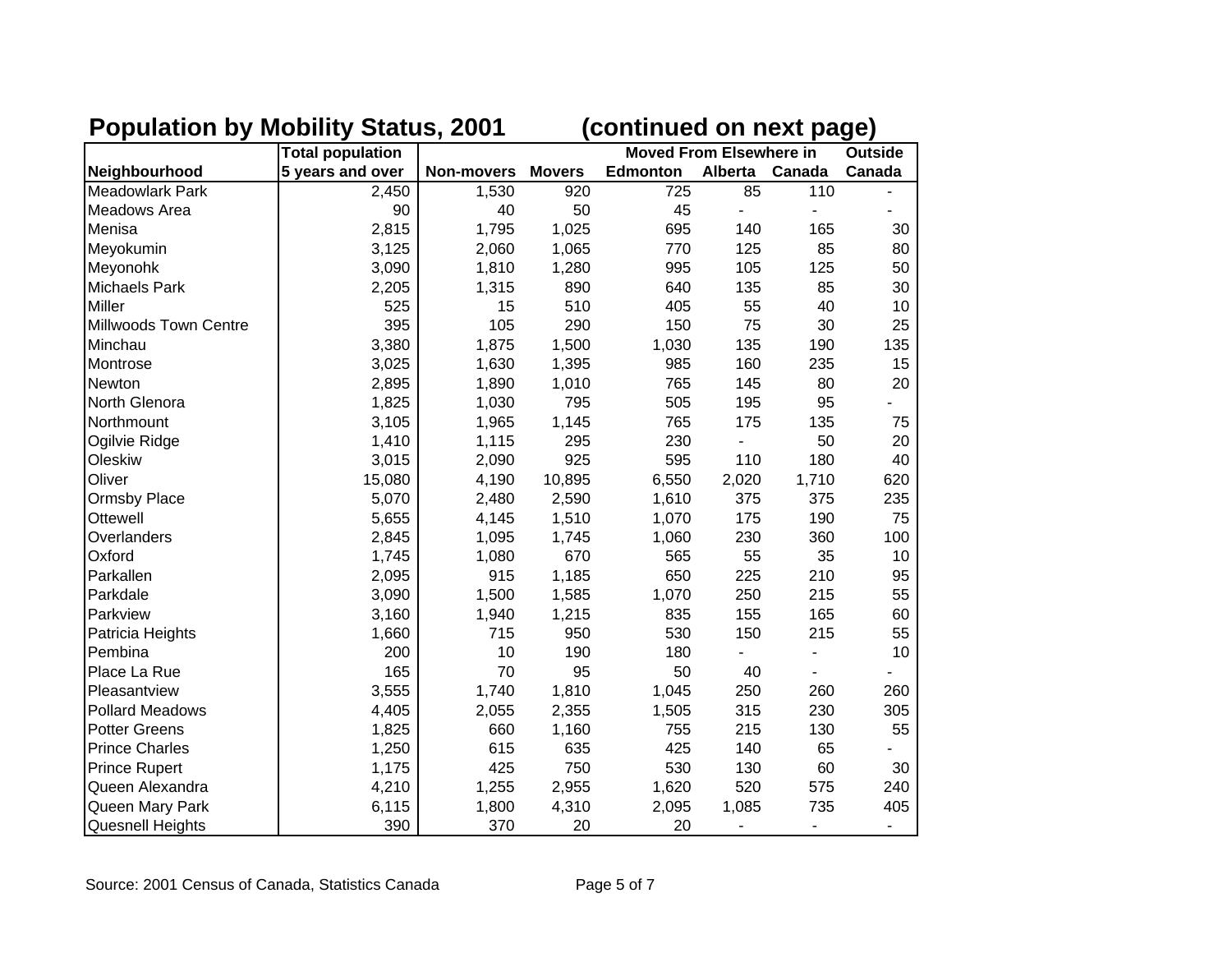## Population by Mobility Status, 2001 (continued on next page)

| Neighbourhood | Total population 5 years and over | Non-movers | Movers | Moved From Elsewhere in Edmonton | Alberta | Canada | Outside Canada |
|---|---|---|---|---|---|---|---|
| Meadowlark Park | 2,450 | 1,530 | 920 | 725 | 85 | 110 | - |
| Meadows Area | 90 | 40 | 50 | 45 | - | - | - |
| Menisa | 2,815 | 1,795 | 1,025 | 695 | 140 | 165 | 30 |
| Meyokumin | 3,125 | 2,060 | 1,065 | 770 | 125 | 85 | 80 |
| Meyonohk | 3,090 | 1,810 | 1,280 | 995 | 105 | 125 | 50 |
| Michaels Park | 2,205 | 1,315 | 890 | 640 | 135 | 85 | 30 |
| Miller | 525 | 15 | 510 | 405 | 55 | 40 | 10 |
| Millwoods Town Centre | 395 | 105 | 290 | 150 | 75 | 30 | 25 |
| Minchau | 3,380 | 1,875 | 1,500 | 1,030 | 135 | 190 | 135 |
| Montrose | 3,025 | 1,630 | 1,395 | 985 | 160 | 235 | 15 |
| Newton | 2,895 | 1,890 | 1,010 | 765 | 145 | 80 | 20 |
| North Glenora | 1,825 | 1,030 | 795 | 505 | 195 | 95 | - |
| Northmount | 3,105 | 1,965 | 1,145 | 765 | 175 | 135 | 75 |
| Ogilvie Ridge | 1,410 | 1,115 | 295 | 230 | - | 50 | 20 |
| Oleskiw | 3,015 | 2,090 | 925 | 595 | 110 | 180 | 40 |
| Oliver | 15,080 | 4,190 | 10,895 | 6,550 | 2,020 | 1,710 | 620 |
| Ormsby Place | 5,070 | 2,480 | 2,590 | 1,610 | 375 | 375 | 235 |
| Ottewell | 5,655 | 4,145 | 1,510 | 1,070 | 175 | 190 | 75 |
| Overlanders | 2,845 | 1,095 | 1,745 | 1,060 | 230 | 360 | 100 |
| Oxford | 1,745 | 1,080 | 670 | 565 | 55 | 35 | 10 |
| Parkallen | 2,095 | 915 | 1,185 | 650 | 225 | 210 | 95 |
| Parkdale | 3,090 | 1,500 | 1,585 | 1,070 | 250 | 215 | 55 |
| Parkview | 3,160 | 1,940 | 1,215 | 835 | 155 | 165 | 60 |
| Patricia Heights | 1,660 | 715 | 950 | 530 | 150 | 215 | 55 |
| Pembina | 200 | 10 | 190 | 180 | - | - | 10 |
| Place La Rue | 165 | 70 | 95 | 50 | 40 | - | - |
| Pleasantview | 3,555 | 1,740 | 1,810 | 1,045 | 250 | 260 | 260 |
| Pollard Meadows | 4,405 | 2,055 | 2,355 | 1,505 | 315 | 230 | 305 |
| Potter Greens | 1,825 | 660 | 1,160 | 755 | 215 | 130 | 55 |
| Prince Charles | 1,250 | 615 | 635 | 425 | 140 | 65 | - |
| Prince Rupert | 1,175 | 425 | 750 | 530 | 130 | 60 | 30 |
| Queen Alexandra | 4,210 | 1,255 | 2,955 | 1,620 | 520 | 575 | 240 |
| Queen Mary Park | 6,115 | 1,800 | 4,310 | 2,095 | 1,085 | 735 | 405 |
| Quesnell Heights | 390 | 370 | 20 | 20 | - | - | - |

Source: 2001 Census of Canada, Statistics Canada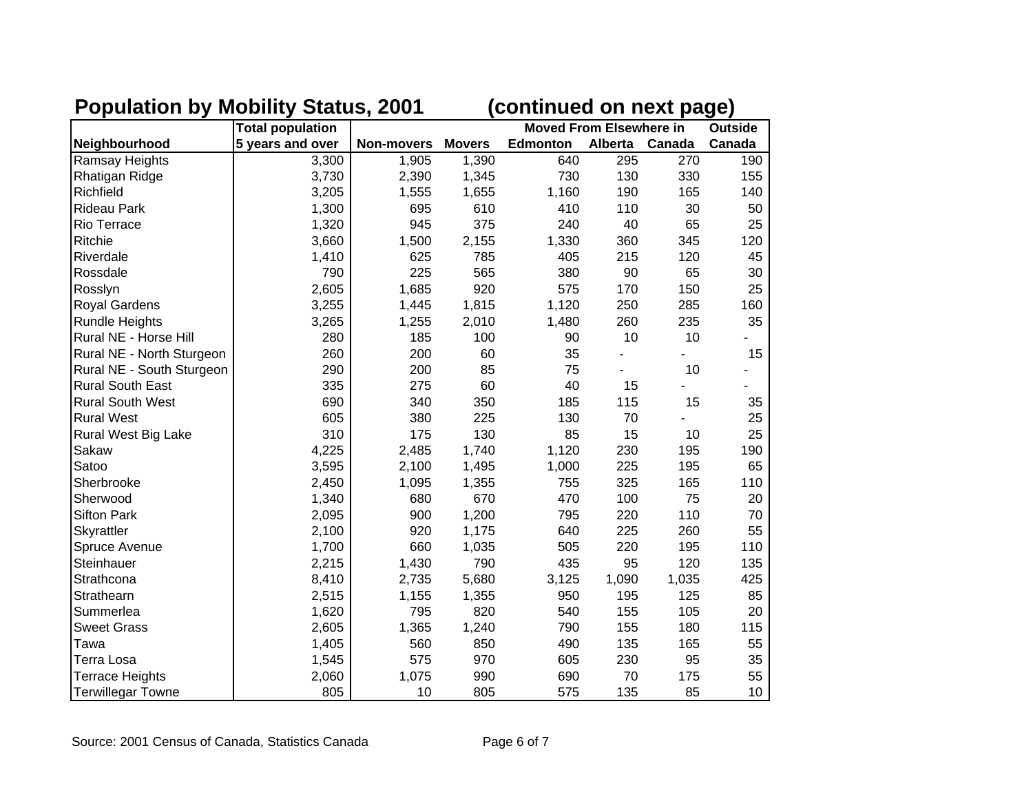## Population by Mobility Status, 2001 (continued on next page)

| Neighbourhood | Total population 5 years and over | Non-movers | Movers | Moved From Elsewhere in Edmonton | Alberta | Canada | Outside Canada |
|---|---|---|---|---|---|---|---|
| Ramsay Heights | 3,300 | 1,905 | 1,390 | 640 | 295 | 270 | 190 |
| Rhatigan Ridge | 3,730 | 2,390 | 1,345 | 730 | 130 | 330 | 155 |
| Richfield | 3,205 | 1,555 | 1,655 | 1,160 | 190 | 165 | 140 |
| Rideau Park | 1,300 | 695 | 610 | 410 | 110 | 30 | 50 |
| Rio Terrace | 1,320 | 945 | 375 | 240 | 40 | 65 | 25 |
| Ritchie | 3,660 | 1,500 | 2,155 | 1,330 | 360 | 345 | 120 |
| Riverdale | 1,410 | 625 | 785 | 405 | 215 | 120 | 45 |
| Rossdale | 790 | 225 | 565 | 380 | 90 | 65 | 30 |
| Rosslyn | 2,605 | 1,685 | 920 | 575 | 170 | 150 | 25 |
| Royal Gardens | 3,255 | 1,445 | 1,815 | 1,120 | 250 | 285 | 160 |
| Rundle Heights | 3,265 | 1,255 | 2,010 | 1,480 | 260 | 235 | 35 |
| Rural NE - Horse Hill | 280 | 185 | 100 | 90 | 10 | 10 | - |
| Rural NE - North Sturgeon | 260 | 200 | 60 | 35 | - | - | 15 |
| Rural NE - South Sturgeon | 290 | 200 | 85 | 75 | - | 10 | - |
| Rural South East | 335 | 275 | 60 | 40 | 15 | - | - |
| Rural South West | 690 | 340 | 350 | 185 | 115 | 15 | 35 |
| Rural West | 605 | 380 | 225 | 130 | 70 | - | 25 |
| Rural West Big Lake | 310 | 175 | 130 | 85 | 15 | 10 | 25 |
| Sakaw | 4,225 | 2,485 | 1,740 | 1,120 | 230 | 195 | 190 |
| Satoo | 3,595 | 2,100 | 1,495 | 1,000 | 225 | 195 | 65 |
| Sherbrooke | 2,450 | 1,095 | 1,355 | 755 | 325 | 165 | 110 |
| Sherwood | 1,340 | 680 | 670 | 470 | 100 | 75 | 20 |
| Sifton Park | 2,095 | 900 | 1,200 | 795 | 220 | 110 | 70 |
| Skyrattler | 2,100 | 920 | 1,175 | 640 | 225 | 260 | 55 |
| Spruce Avenue | 1,700 | 660 | 1,035 | 505 | 220 | 195 | 110 |
| Steinhauer | 2,215 | 1,430 | 790 | 435 | 95 | 120 | 135 |
| Strathcona | 8,410 | 2,735 | 5,680 | 3,125 | 1,090 | 1,035 | 425 |
| Strathearn | 2,515 | 1,155 | 1,355 | 950 | 195 | 125 | 85 |
| Summerlea | 1,620 | 795 | 820 | 540 | 155 | 105 | 20 |
| Sweet Grass | 2,605 | 1,365 | 1,240 | 790 | 155 | 180 | 115 |
| Tawa | 1,405 | 560 | 850 | 490 | 135 | 165 | 55 |
| Terra Losa | 1,545 | 575 | 970 | 605 | 230 | 95 | 35 |
| Terrace Heights | 2,060 | 1,075 | 990 | 690 | 70 | 175 | 55 |
| Terwillegar Towne | 805 | 10 | 805 | 575 | 135 | 85 | 10 |

Source: 2001 Census of Canada, Statistics Canada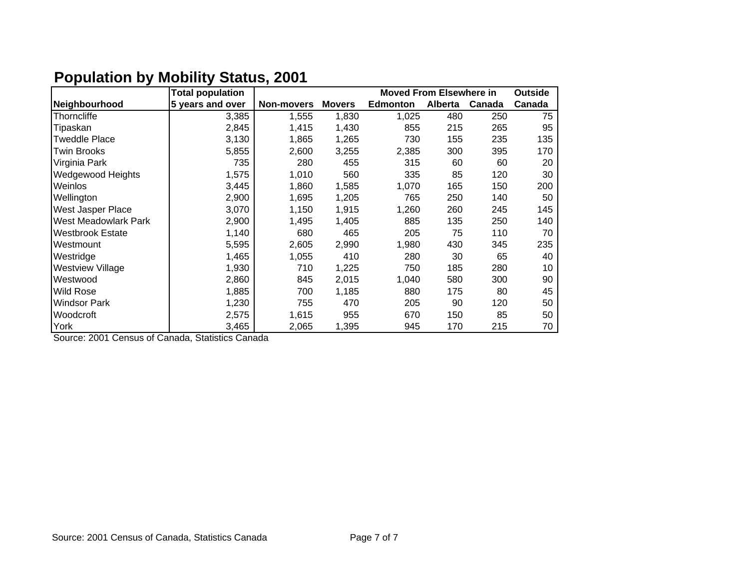## Population by Mobility Status, 2001

| | Total population | | | Moved From Elsewhere in | | | Outside |
|---|---|---|---|---|---|---|---|
| Neighbourhood | 5 years and over | Non-movers | Movers | Edmonton | Alberta | Canada | Canada |
| Thorncliffe | 3,385 | 1,555 | 1,830 | 1,025 | 480 | 250 | 75 |
| Tipaskan | 2,845 | 1,415 | 1,430 | 855 | 215 | 265 | 95 |
| Tweddle Place | 3,130 | 1,865 | 1,265 | 730 | 155 | 235 | 135 |
| Twin Brooks | 5,855 | 2,600 | 3,255 | 2,385 | 300 | 395 | 170 |
| Virginia Park | 735 | 280 | 455 | 315 | 60 | 60 | 20 |
| Wedgewood Heights | 1,575 | 1,010 | 560 | 335 | 85 | 120 | 30 |
| Weinlos | 3,445 | 1,860 | 1,585 | 1,070 | 165 | 150 | 200 |
| Wellington | 2,900 | 1,695 | 1,205 | 765 | 250 | 140 | 50 |
| West Jasper Place | 3,070 | 1,150 | 1,915 | 1,260 | 260 | 245 | 145 |
| West Meadowlark Park | 2,900 | 1,495 | 1,405 | 885 | 135 | 250 | 140 |
| Westbrook Estate | 1,140 | 680 | 465 | 205 | 75 | 110 | 70 |
| Westmount | 5,595 | 2,605 | 2,990 | 1,980 | 430 | 345 | 235 |
| Westridge | 1,465 | 1,055 | 410 | 280 | 30 | 65 | 40 |
| Westview Village | 1,930 | 710 | 1,225 | 750 | 185 | 280 | 10 |
| Westwood | 2,860 | 845 | 2,015 | 1,040 | 580 | 300 | 90 |
| Wild Rose | 1,885 | 700 | 1,185 | 880 | 175 | 80 | 45 |
| Windsor Park | 1,230 | 755 | 470 | 205 | 90 | 120 | 50 |
| Woodcroft | 2,575 | 1,615 | 955 | 670 | 150 | 85 | 50 |
| York | 3,465 | 2,065 | 1,395 | 945 | 170 | 215 | 70 |

Source: 2001 Census of Canada, Statistics Canada